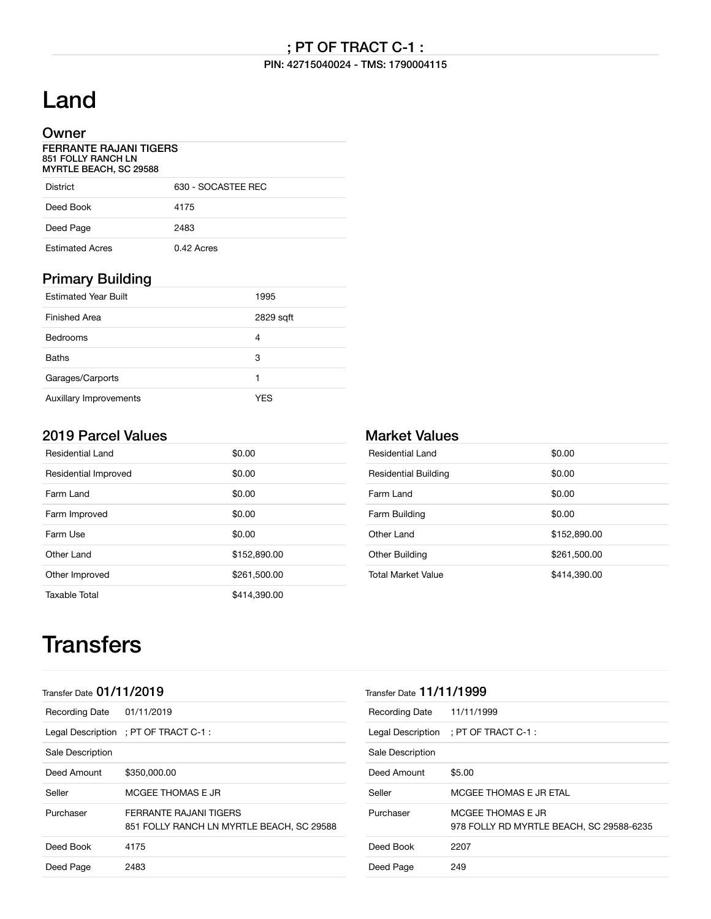## ; PT OF TRACT C-1 :

**PIN: 42715040024 - TMS: 1790004115**

# Land

## Owner

**FERRANTE RAJANI TIGERS**
**851 FOLLY RANCH LN**
**MYRTLE BEACH, SC 29588**

| | |
|---|---|
| District | 630 - SOCASTEE REC |
| Deed Book | 4175 |
| Deed Page | 2483 |
| Estimated Acres | 0.42 Acres |

## Primary Building

| | |
|---|---|
| Estimated Year Built | 1995 |
| Finished Area | 2829 sqft |
| Bedrooms | 4 |
| Baths | 3 |
| Garages/Carports | 1 |
| Auxillary Improvements | YES |

## 2019 Parcel Values

| | |
|---|---|
| Residential Land | $0.00 |
| Residential Improved | $0.00 |
| Farm Land | $0.00 |
| Farm Improved | $0.00 |
| Farm Use | $0.00 |
| Other Land | $152,890.00 |
| Other Improved | $261,500.00 |
| Taxable Total | $414,390.00 |

## Market Values

| | |
|---|---|
| Residential Land | $0.00 |
| Residential Building | $0.00 |
| Farm Land | $0.00 |
| Farm Building | $0.00 |
| Other Land | $152,890.00 |
| Other Building | $261,500.00 |
| Total Market Value | $414,390.00 |

# Transfers

Transfer Date **01/11/2019**

| | |
|---|---|
| Recording Date | 01/11/2019 |
| Legal Description | ; PT OF TRACT C-1 : |
| Sale Description | |
| Deed Amount | $350,000.00 |
| Seller | MCGEE THOMAS E JR |
| Purchaser | FERRANTE RAJANI TIGERS 851 FOLLY RANCH LN MYRTLE BEACH, SC 29588 |
| Deed Book | 4175 |
| Deed Page | 2483 |

Transfer Date **11/11/1999**

| | |
|---|---|
| Recording Date | 11/11/1999 |
| Legal Description | ; PT OF TRACT C-1 : |
| Sale Description | |
| Deed Amount | $5.00 |
| Seller | MCGEE THOMAS E JR ETAL |
| Purchaser | MCGEE THOMAS E JR 978 FOLLY RD MYRTLE BEACH, SC 29588-6235 |
| Deed Book | 2207 |
| Deed Page | 249 |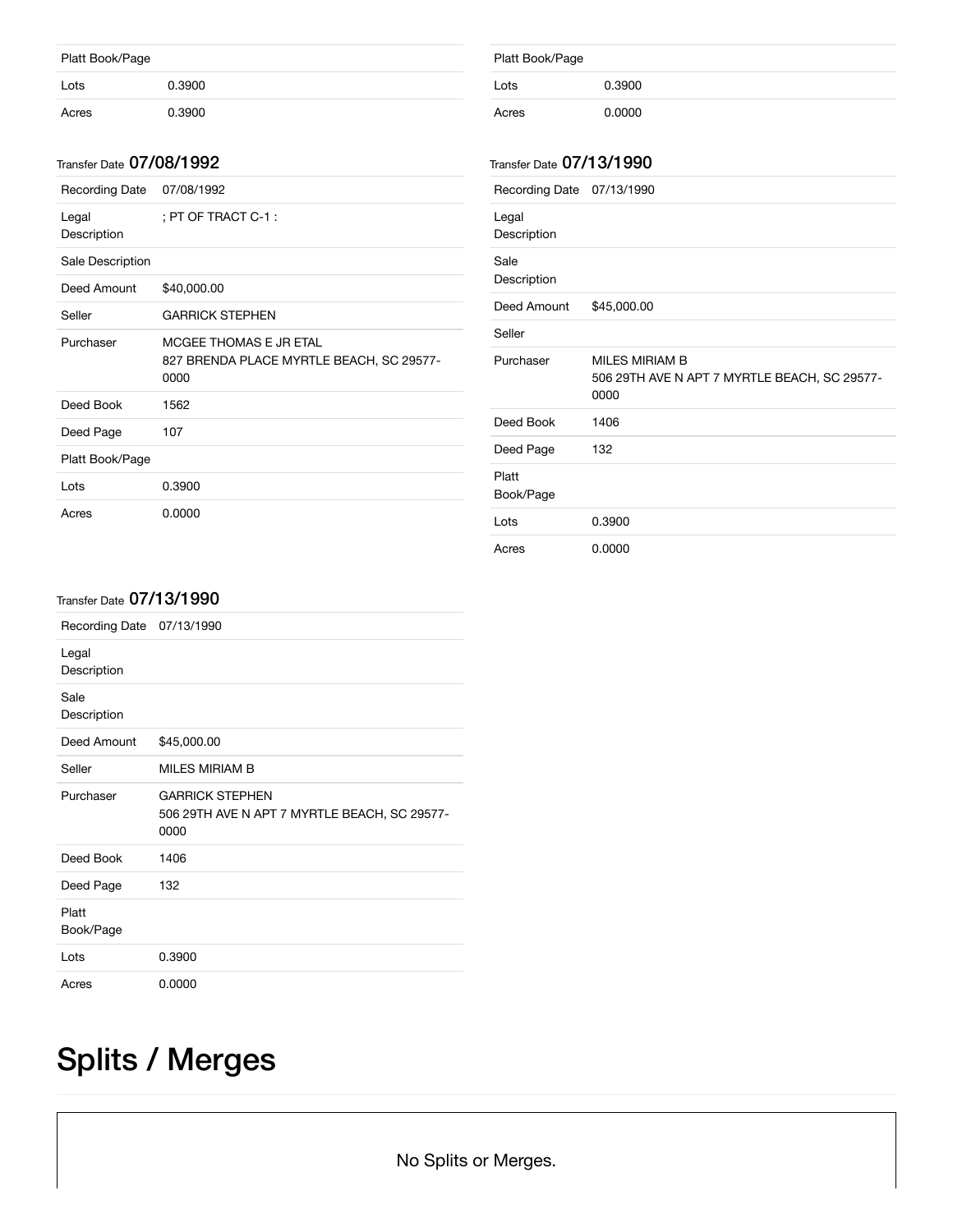| | |
|---|---|
| Platt Book/Page | |
| Lots | 0.3900 |
| Acres | 0.3900 |

| | |
|---|---|
| Platt Book/Page | |
| Lots | 0.3900 |
| Acres | 0.0000 |

Transfer Date **07/08/1992**

| | |
|---|---|
| Recording Date | 07/08/1992 |
| Legal Description | ; PT OF TRACT C-1 : |
| Sale Description | |
| Deed Amount | $40,000.00 |
| Seller | GARRICK STEPHEN |
| Purchaser | MCGEE THOMAS E JR ETAL<br>827 BRENDA PLACE MYRTLE BEACH, SC 29577-0000 |
| Deed Book | 1562 |
| Deed Page | 107 |
| Platt Book/Page | |
| Lots | 0.3900 |
| Acres | 0.0000 |

Transfer Date **07/13/1990**

| | |
|---|---|
| Recording Date | 07/13/1990 |
| Legal Description | |
| Sale Description | |
| Deed Amount | $45,000.00 |
| Seller | |
| Purchaser | MILES MIRIAM B<br>506 29TH AVE N APT 7 MYRTLE BEACH, SC 29577-0000 |
| Deed Book | 1406 |
| Deed Page | 132 |
| Platt Book/Page | |
| Lots | 0.3900 |
| Acres | 0.0000 |

Transfer Date **07/13/1990**

| | |
|---|---|
| Recording Date | 07/13/1990 |
| Legal Description | |
| Sale Description | |
| Deed Amount | $45,000.00 |
| Seller | MILES MIRIAM B |
| Purchaser | GARRICK STEPHEN<br>506 29TH AVE N APT 7 MYRTLE BEACH, SC 29577-0000 |
| Deed Book | 1406 |
| Deed Page | 132 |
| Platt Book/Page | |
| Lots | 0.3900 |
| Acres | 0.0000 |

# Splits / Merges

No Splits or Merges.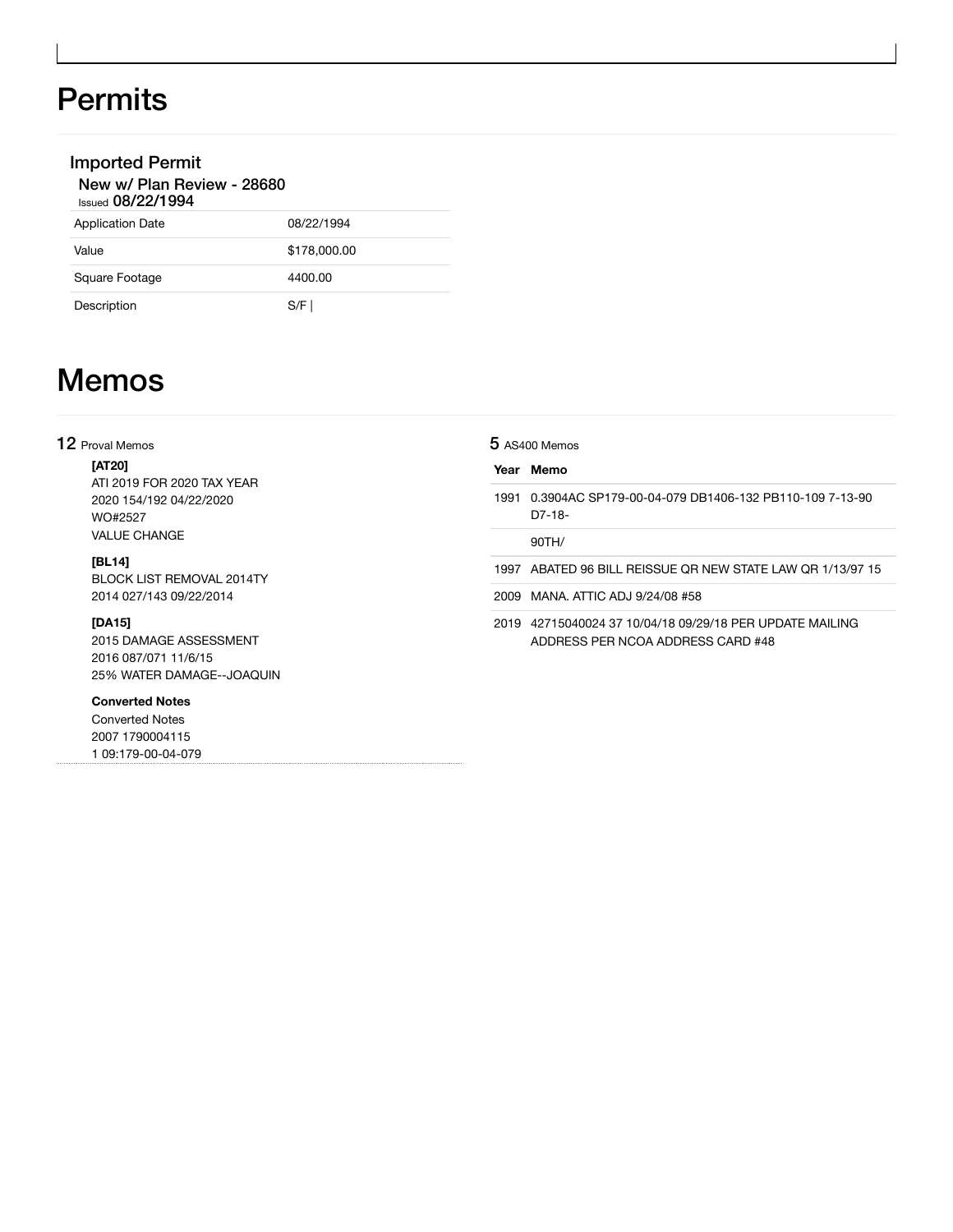# Permits

### Imported Permit

**New w/ Plan Review - 28680**

Issued 08/22/1994

| | |
|---|---|
| Application Date | 08/22/1994 |
| Value | $178,000.00 |
| Square Footage | 4400.00 |
| Description | S/F \| |

# Memos

**12** Proval Memos

**[AT20]**
ATI 2019 FOR 2020 TAX YEAR
2020 154/192 04/22/2020
WO#2527
VALUE CHANGE

**[BL14]**
BLOCK LIST REMOVAL 2014TY
2014 027/143 09/22/2014

**[DA15]**
2015 DAMAGE ASSESSMENT
2016 087/071 11/6/15
25% WATER DAMAGE--JOAQUIN

**Converted Notes**
Converted Notes
2007 1790004115
1 09:179-00-04-079

**5** AS400 Memos

| Year | Memo |
|---|---|
| 1991 | 0.3904AC SP179-00-04-079 DB1406-132 PB110-109 7-13-90 D7-18- |
| | 90TH/ |
| 1997 | ABATED 96 BILL REISSUE QR NEW STATE LAW QR 1/13/97 15 |
| 2009 | MANA. ATTIC ADJ 9/24/08 #58 |
| 2019 | 42715040024 37 10/04/18 09/29/18 PER UPDATE MAILING ADDRESS PER NCOA ADDRESS CARD #48 |